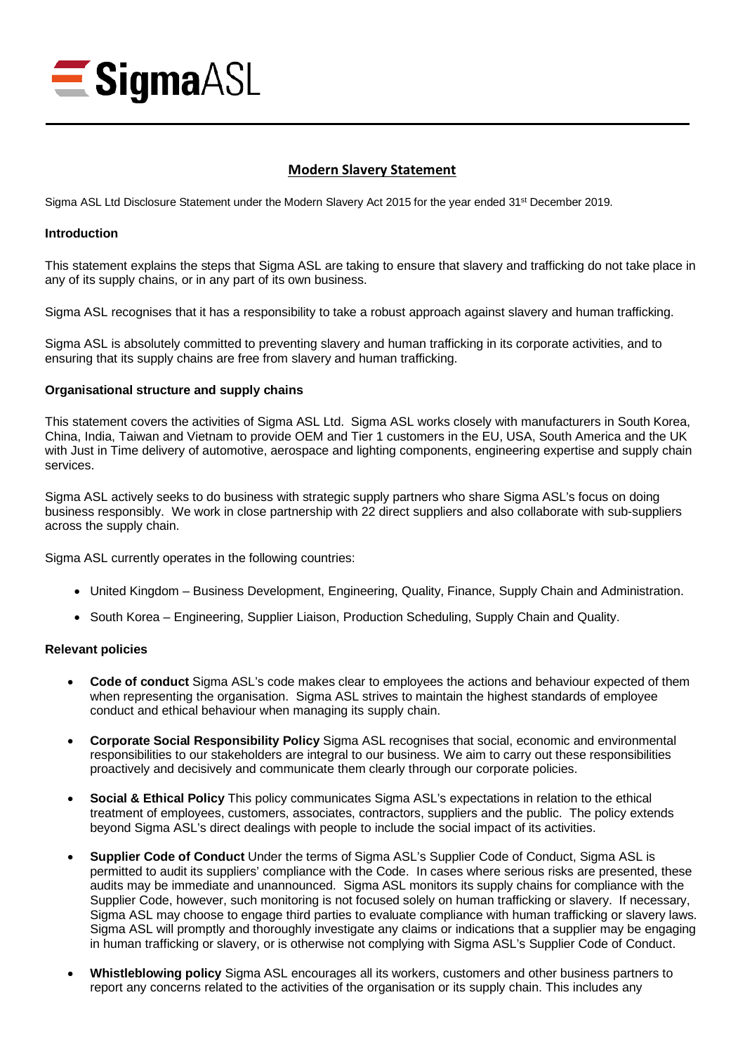# Modern Slavery Statement

Sigma ASL Ltd Disclosure Statement under the Modern Slavery Act 2015 for the year ended 31st December 2019.

**Introduction**

This statement explains the steps that Sigma ASL are taking to ensure that slavery and trafficking do not take place in any of its supply chains, or in any part of its own business.

Sigma ASL recognises that it has a responsibility to take a robust approach against slavery and human trafficking.

Sigma ASL is absolutely committed to preventing slavery and human trafficking in its corporate activities, and to ensuring that its supply chains are free from slavery and human trafficking.

**Organisational structure and supply chains**

This statement covers the activities of Sigma ASL Ltd. Sigma ASL works closely with manufacturers in South Korea, China, India, Taiwan and Vietnam to provide OEM and Tier 1 customers in the EU, USA, South America and the UK with Just in Time delivery of automotive, aerospace and lighting components, engineering expertise and supply chain services.

Sigma ASL actively seeks to do business with strategic supply partners who share Sigma ASL's focus on doing business responsibly. We work in close partnership with 22 direct suppliers and also collaborate with sub-suppliers across the supply chain.

Sigma ASL currently operates in the following countries:

- United Kingdom – Business Development, Engineering, Quality, Finance, Supply Chain and Administration.
- South Korea – Engineering, Supplier Liaison, Production Scheduling, Supply Chain and Quality.

**Relevant policies**

- **Code of conduct** Sigma ASL's code makes clear to employees the actions and behaviour expected of them when representing the organisation. Sigma ASL strives to maintain the highest standards of employee conduct and ethical behaviour when managing its supply chain.
- **Corporate Social Responsibility Policy** Sigma ASL recognises that social, economic and environmental responsibilities to our stakeholders are integral to our business. We aim to carry out these responsibilities proactively and decisively and communicate them clearly through our corporate policies.
- **Social & Ethical Policy** This policy communicates Sigma ASL's expectations in relation to the ethical treatment of employees, customers, associates, contractors, suppliers and the public. The policy extends beyond Sigma ASL's direct dealings with people to include the social impact of its activities.
- **Supplier Code of Conduct** Under the terms of Sigma ASL's Supplier Code of Conduct, Sigma ASL is permitted to audit its suppliers' compliance with the Code. In cases where serious risks are presented, these audits may be immediate and unannounced. Sigma ASL monitors its supply chains for compliance with the Supplier Code, however, such monitoring is not focused solely on human trafficking or slavery. If necessary, Sigma ASL may choose to engage third parties to evaluate compliance with human trafficking or slavery laws. Sigma ASL will promptly and thoroughly investigate any claims or indications that a supplier may be engaging in human trafficking or slavery, or is otherwise not complying with Sigma ASL's Supplier Code of Conduct.
- **Whistleblowing policy** Sigma ASL encourages all its workers, customers and other business partners to report any concerns related to the activities of the organisation or its supply chain. This includes any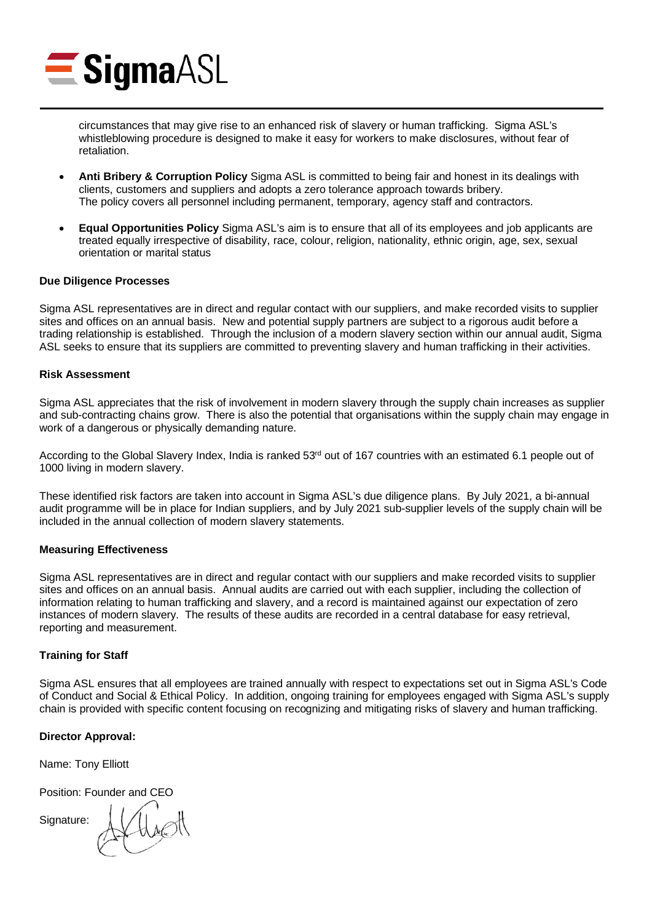circumstances that may give rise to an enhanced risk of slavery or human trafficking. Sigma ASL's whistleblowing procedure is designed to make it easy for workers to make disclosures, without fear of retaliation.

- **Anti Bribery & Corruption Policy** Sigma ASL is committed to being fair and honest in its dealings with clients, customers and suppliers and adopts a zero tolerance approach towards bribery. The policy covers all personnel including permanent, temporary, agency staff and contractors.
- **Equal Opportunities Policy** Sigma ASL's aim is to ensure that all of its employees and job applicants are treated equally irrespective of disability, race, colour, religion, nationality, ethnic origin, age, sex, sexual orientation or marital status

**Due Diligence Processes**

Sigma ASL representatives are in direct and regular contact with our suppliers, and make recorded visits to supplier sites and offices on an annual basis. New and potential supply partners are subject to a rigorous audit before a trading relationship is established. Through the inclusion of a modern slavery section within our annual audit, Sigma ASL seeks to ensure that its suppliers are committed to preventing slavery and human trafficking in their activities.

**Risk Assessment**

Sigma ASL appreciates that the risk of involvement in modern slavery through the supply chain increases as supplier and sub-contracting chains grow. There is also the potential that organisations within the supply chain may engage in work of a dangerous or physically demanding nature.

According to the Global Slavery Index, India is ranked 53rd out of 167 countries with an estimated 6.1 people out of 1000 living in modern slavery.

These identified risk factors are taken into account in Sigma ASL's due diligence plans. By July 2021, a bi-annual audit programme will be in place for Indian suppliers, and by July 2021 sub-supplier levels of the supply chain will be included in the annual collection of modern slavery statements.

**Measuring Effectiveness**

Sigma ASL representatives are in direct and regular contact with our suppliers and make recorded visits to supplier sites and offices on an annual basis. Annual audits are carried out with each supplier, including the collection of information relating to human trafficking and slavery, and a record is maintained against our expectation of zero instances of modern slavery. The results of these audits are recorded in a central database for easy retrieval, reporting and measurement.

**Training for Staff**

Sigma ASL ensures that all employees are trained annually with respect to expectations set out in Sigma ASL's Code of Conduct and Social & Ethical Policy. In addition, ongoing training for employees engaged with Sigma ASL's supply chain is provided with specific content focusing on recognizing and mitigating risks of slavery and human trafficking.

**Director Approval:**

Name: Tony Elliott

Position: Founder and CEO

Signature: